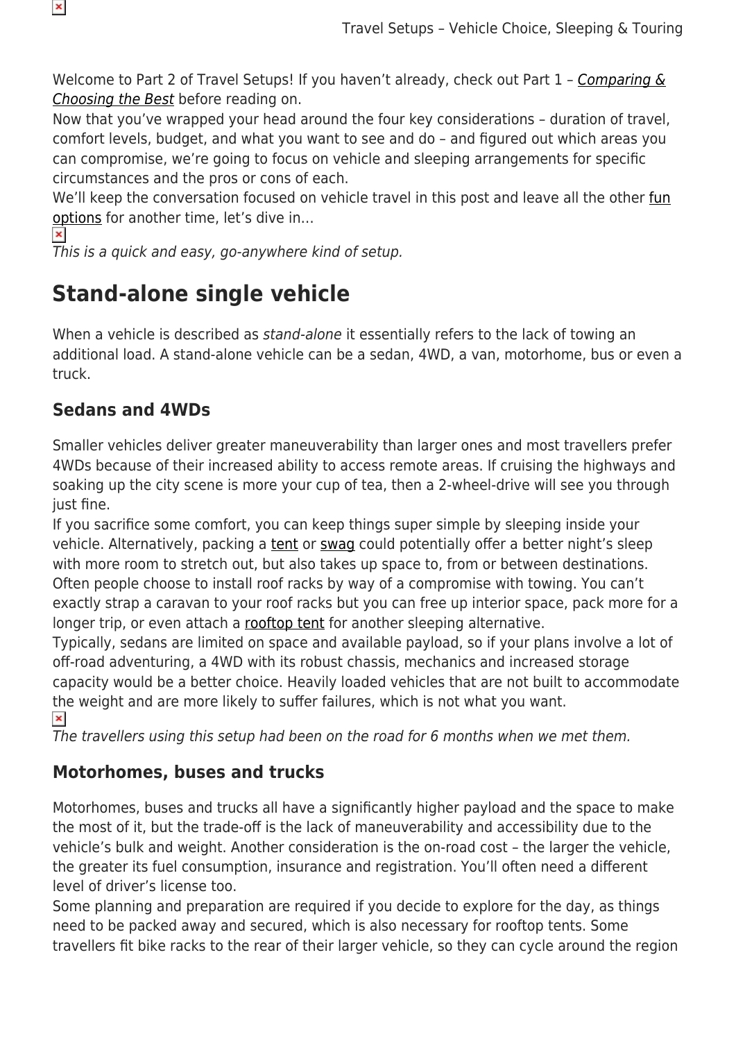Welcome to Part 2 of Travel Setups! If you haven't already, check out Part 1 – *Comparing & Choosing the Best* before reading on.

Now that you've wrapped your head around the four key considerations – duration of travel, comfort levels, budget, and what you want to see and do – and figured out which areas you can compromise, we're going to focus on vehicle and sleeping arrangements for specific circumstances and the pros or cons of each.

We'll keep the conversation focused on vehicle travel in this post and leave all the other fun options for another time, let's dive in…

*This is a quick and easy, go-anywhere kind of setup.*

# Stand-alone single vehicle

When a vehicle is described as *stand-alone* it essentially refers to the lack of towing an additional load. A stand-alone vehicle can be a sedan, 4WD, a van, motorhome, bus or even a truck.

## Sedans and 4WDs

Smaller vehicles deliver greater maneuverability than larger ones and most travellers prefer 4WDs because of their increased ability to access remote areas. If cruising the highways and soaking up the city scene is more your cup of tea, then a 2-wheel-drive will see you through just fine.

If you sacrifice some comfort, you can keep things super simple by sleeping inside your vehicle. Alternatively, packing a tent or swag could potentially offer a better night's sleep with more room to stretch out, but also takes up space to, from or between destinations.

Often people choose to install roof racks by way of a compromise with towing. You can't exactly strap a caravan to your roof racks but you can free up interior space, pack more for a longer trip, or even attach a rooftop tent for another sleeping alternative.

Typically, sedans are limited on space and available payload, so if your plans involve a lot of off-road adventuring, a 4WD with its robust chassis, mechanics and increased storage capacity would be a better choice. Heavily loaded vehicles that are not built to accommodate the weight and are more likely to suffer failures, which is not what you want.

*The travellers using this setup had been on the road for 6 months when we met them.*

## Motorhomes, buses and trucks

Motorhomes, buses and trucks all have a significantly higher payload and the space to make the most of it, but the trade-off is the lack of maneuverability and accessibility due to the vehicle's bulk and weight. Another consideration is the on-road cost – the larger the vehicle, the greater its fuel consumption, insurance and registration. You'll often need a different level of driver's license too.

Some planning and preparation are required if you decide to explore for the day, as things need to be packed away and secured, which is also necessary for rooftop tents. Some travellers fit bike racks to the rear of their larger vehicle, so they can cycle around the region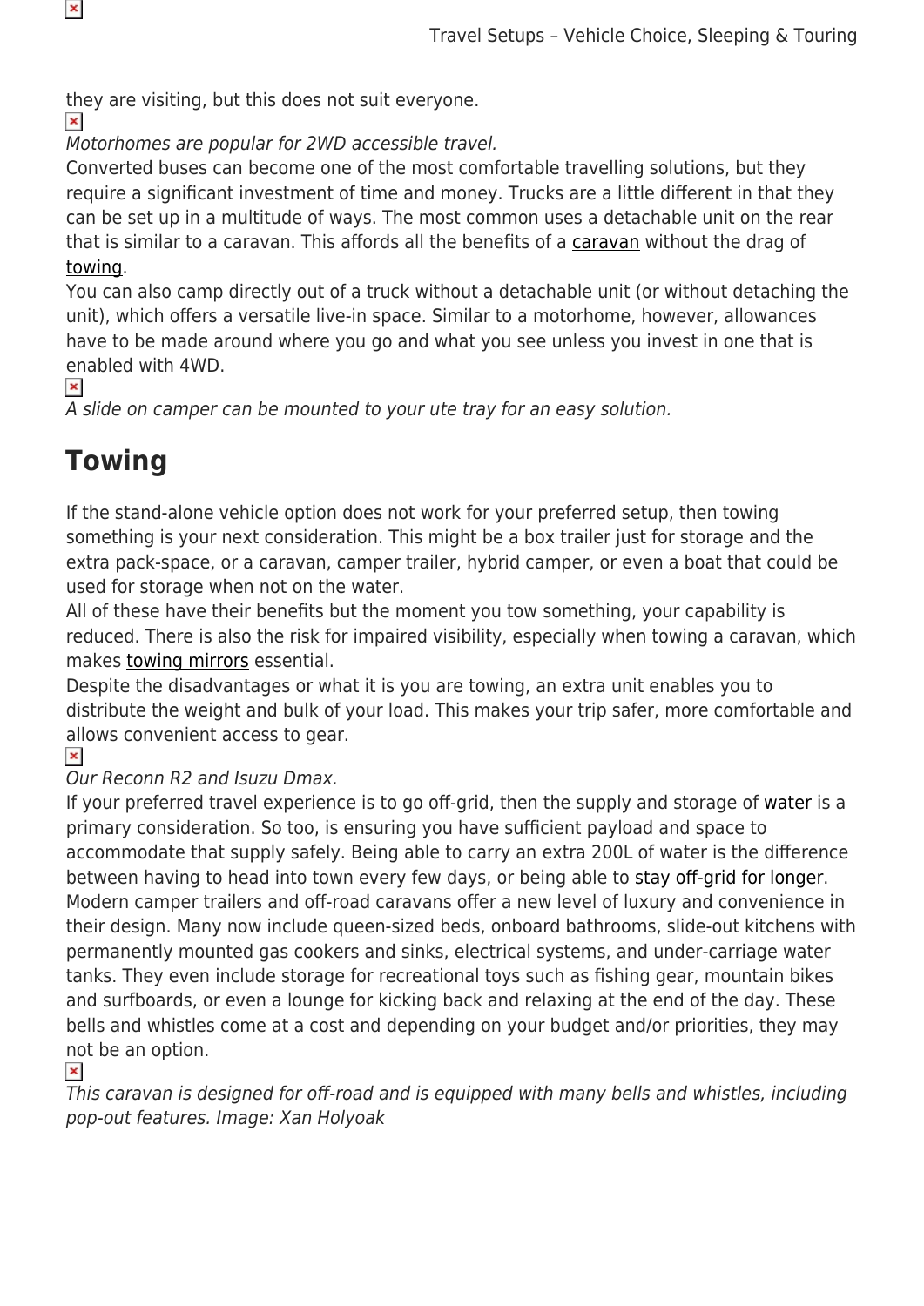they are visiting, but this does not suit everyone.

*Motorhomes are popular for 2WD accessible travel.*

Converted buses can become one of the most comfortable travelling solutions, but they require a significant investment of time and money. Trucks are a little different in that they can be set up in a multitude of ways. The most common uses a detachable unit on the rear that is similar to a caravan. This affords all the benefits of a caravan without the drag of towing.

You can also camp directly out of a truck without a detachable unit (or without detaching the unit), which offers a versatile live-in space. Similar to a motorhome, however, allowances have to be made around where you go and what you see unless you invest in one that is enabled with 4WD.

*A slide on camper can be mounted to your ute tray for an easy solution.*

## Towing

If the stand-alone vehicle option does not work for your preferred setup, then towing something is your next consideration. This might be a box trailer just for storage and the extra pack-space, or a caravan, camper trailer, hybrid camper, or even a boat that could be used for storage when not on the water.

All of these have their benefits but the moment you tow something, your capability is reduced. There is also the risk for impaired visibility, especially when towing a caravan, which makes towing mirrors essential.

Despite the disadvantages or what it is you are towing, an extra unit enables you to distribute the weight and bulk of your load. This makes your trip safer, more comfortable and allows convenient access to gear.

*Our Reconn R2 and Isuzu Dmax.*

If your preferred travel experience is to go off-grid, then the supply and storage of water is a primary consideration. So too, is ensuring you have sufficient payload and space to accommodate that supply safely. Being able to carry an extra 200L of water is the difference between having to head into town every few days, or being able to stay off-grid for longer.

Modern camper trailers and off-road caravans offer a new level of luxury and convenience in their design. Many now include queen-sized beds, onboard bathrooms, slide-out kitchens with permanently mounted gas cookers and sinks, electrical systems, and under-carriage water tanks. They even include storage for recreational toys such as fishing gear, mountain bikes and surfboards, or even a lounge for kicking back and relaxing at the end of the day. These bells and whistles come at a cost and depending on your budget and/or priorities, they may not be an option.

*This caravan is designed for off-road and is equipped with many bells and whistles, including pop-out features. Image: Xan Holyoak*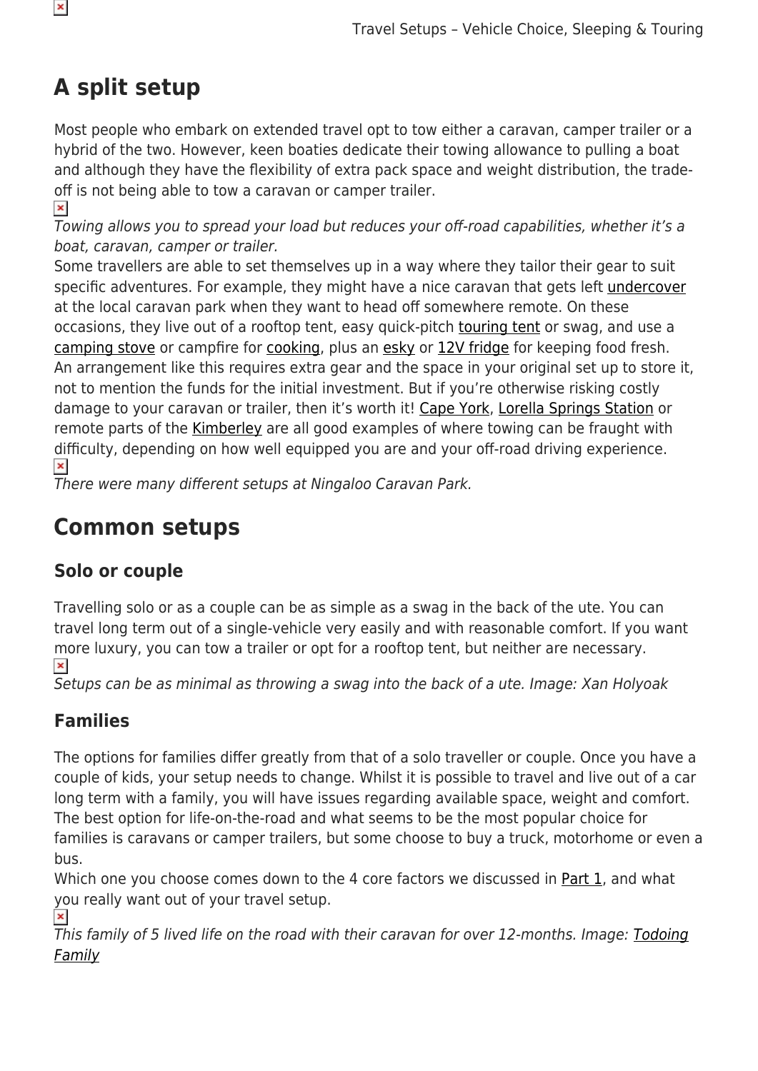## A split setup

Most people who embark on extended travel opt to tow either a caravan, camper trailer or a hybrid of the two. However, keen boaties dedicate their towing allowance to pulling a boat and although they have the flexibility of extra pack space and weight distribution, the trade-off is not being able to tow a caravan or camper trailer.

*Towing allows you to spread your load but reduces your off-road capabilities, whether it's a boat, caravan, camper or trailer.*

Some travellers are able to set themselves up in a way where they tailor their gear to suit specific adventures. For example, they might have a nice caravan that gets left undercover at the local caravan park when they want to head off somewhere remote. On these occasions, they live out of a rooftop tent, easy quick-pitch touring tent or swag, and use a camping stove or campfire for cooking, plus an esky or 12V fridge for keeping food fresh. An arrangement like this requires extra gear and the space in your original set up to store it, not to mention the funds for the initial investment. But if you're otherwise risking costly damage to your caravan or trailer, then it's worth it! Cape York, Lorella Springs Station or remote parts of the Kimberley are all good examples of where towing can be fraught with difficulty, depending on how well equipped you are and your off-road driving experience.

*There were many different setups at Ningaloo Caravan Park.*

## Common setups

### Solo or couple

Travelling solo or as a couple can be as simple as a swag in the back of the ute. You can travel long term out of a single-vehicle very easily and with reasonable comfort. If you want more luxury, you can tow a trailer or opt for a rooftop tent, but neither are necessary.

*Setups can be as minimal as throwing a swag into the back of a ute. Image: Xan Holyoak*

### Families

The options for families differ greatly from that of a solo traveller or couple. Once you have a couple of kids, your setup needs to change. Whilst it is possible to travel and live out of a car long term with a family, you will have issues regarding available space, weight and comfort. The best option for life-on-the-road and what seems to be the most popular choice for families is caravans or camper trailers, but some choose to buy a truck, motorhome or even a bus.

Which one you choose comes down to the 4 core factors we discussed in Part 1, and what you really want out of your travel setup.

*This family of 5 lived life on the road with their caravan for over 12-months. Image: Todoing Family*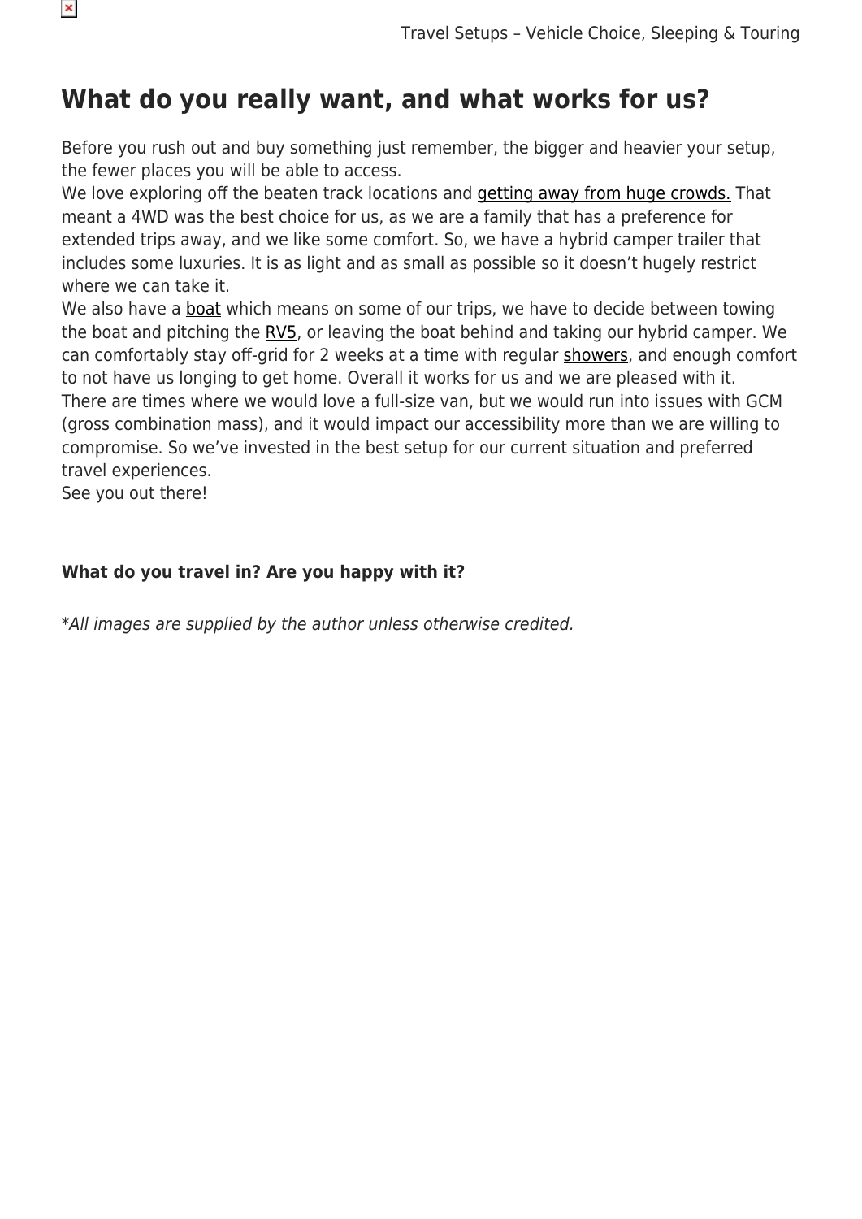## What do you really want, and what works for us?

Before you rush out and buy something just remember, the bigger and heavier your setup, the fewer places you will be able to access.

We love exploring off the beaten track locations and getting away from huge crowds. That meant a 4WD was the best choice for us, as we are a family that has a preference for extended trips away, and we like some comfort. So, we have a hybrid camper trailer that includes some luxuries. It is as light and as small as possible so it doesn't hugely restrict where we can take it.

We also have a boat which means on some of our trips, we have to decide between towing the boat and pitching the RV5, or leaving the boat behind and taking our hybrid camper. We can comfortably stay off-grid for 2 weeks at a time with regular showers, and enough comfort to not have us longing to get home. Overall it works for us and we are pleased with it.

There are times where we would love a full-size van, but we would run into issues with GCM (gross combination mass), and it would impact our accessibility more than we are willing to compromise. So we've invested in the best setup for our current situation and preferred travel experiences.

See you out there!

**What do you travel in? Are you happy with it?**

**All images are supplied by the author unless otherwise credited.*